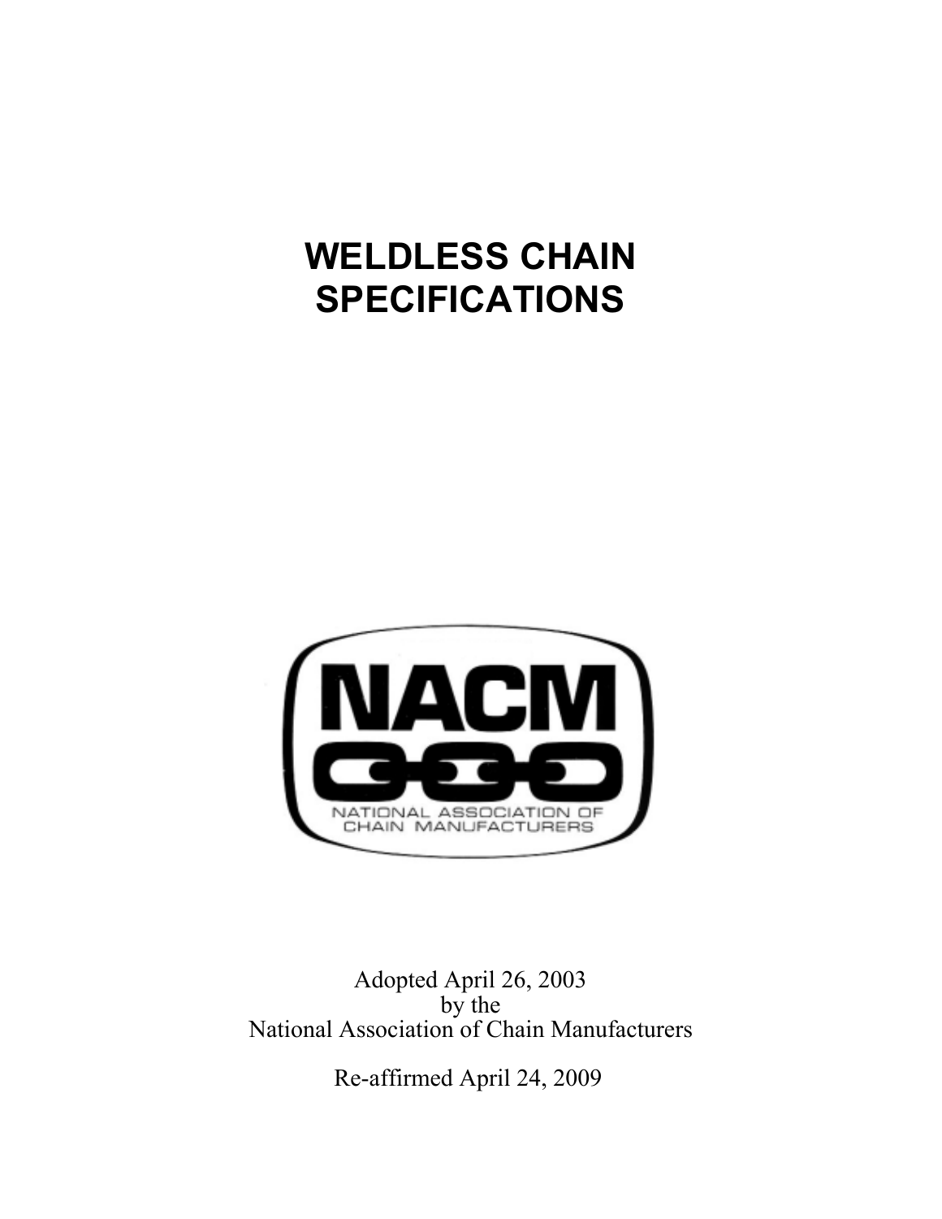# WELDLESS CHAIN SPECIFICATIONS

NACM

NATIONAL ASSOCIATION OF CHAIN MANUFACTURERS

Adopted April 26, 2003
by the
National Association of Chain Manufacturers

Re-affirmed April 24, 2009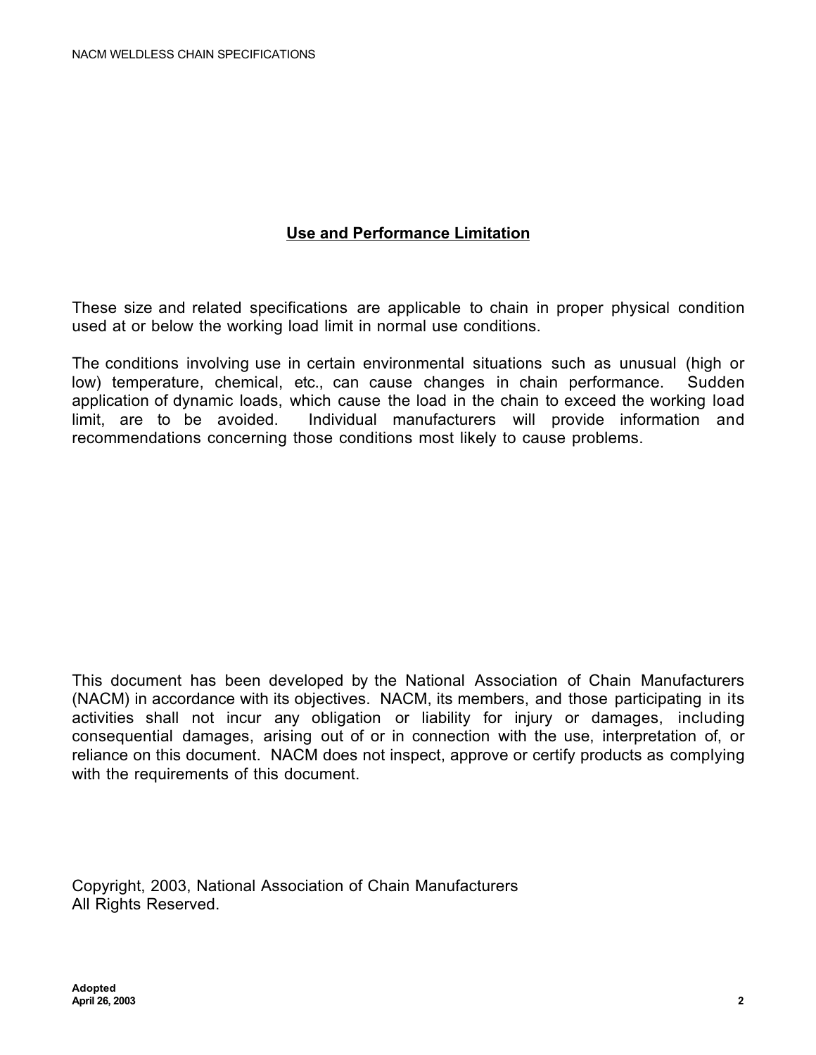## Use and Performance Limitation

These size and related specifications are applicable to chain in proper physical condition used at or below the working load limit in normal use conditions.

The conditions involving use in certain environmental situations such as unusual (high or low) temperature, chemical, etc., can cause changes in chain performance. Sudden application of dynamic loads, which cause the load in the chain to exceed the working load limit, are to be avoided. Individual manufacturers will provide information and recommendations concerning those conditions most likely to cause problems.

This document has been developed by the National Association of Chain Manufacturers (NACM) in accordance with its objectives. NACM, its members, and those participating in its activities shall not incur any obligation or liability for injury or damages, including consequential damages, arising out of or in connection with the use, interpretation of, or reliance on this document. NACM does not inspect, approve or certify products as complying with the requirements of this document.

Copyright, 2003, National Association of Chain Manufacturers
All Rights Reserved.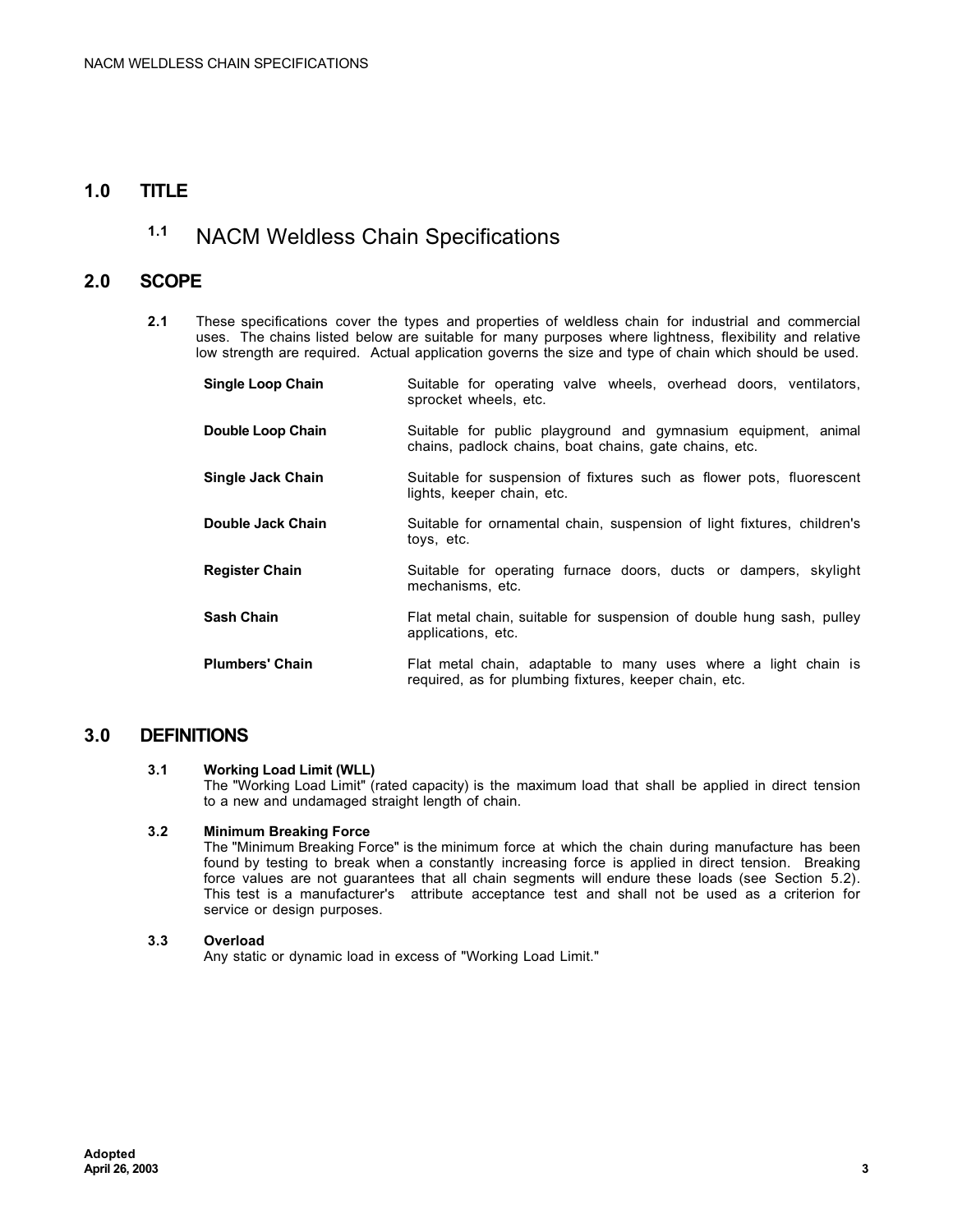## 1.0 TITLE

### 1.1 NACM Weldless Chain Specifications

## 2.0 SCOPE

**2.1** These specifications cover the types and properties of weldless chain for industrial and commercial uses. The chains listed below are suitable for many purposes where lightness, flexibility and relative low strength are required. Actual application governs the size and type of chain which should be used.

| | |
|---|---|
| **Single Loop Chain** | Suitable for operating valve wheels, overhead doors, ventilators, sprocket wheels, etc. |
| **Double Loop Chain** | Suitable for public playground and gymnasium equipment, animal chains, padlock chains, boat chains, gate chains, etc. |
| **Single Jack Chain** | Suitable for suspension of fixtures such as flower pots, fluorescent lights, keeper chain, etc. |
| **Double Jack Chain** | Suitable for ornamental chain, suspension of light fixtures, children's toys, etc. |
| **Register Chain** | Suitable for operating furnace doors, ducts or dampers, skylight mechanisms, etc. |
| **Sash Chain** | Flat metal chain, suitable for suspension of double hung sash, pulley applications, etc. |
| **Plumbers' Chain** | Flat metal chain, adaptable to many uses where a light chain is required, as for plumbing fixtures, keeper chain, etc. |

## 3.0 DEFINITIONS

**3.1 Working Load Limit (WLL)**
The "Working Load Limit" (rated capacity) is the maximum load that shall be applied in direct tension to a new and undamaged straight length of chain.

**3.2 Minimum Breaking Force**
The "Minimum Breaking Force" is the minimum force at which the chain during manufacture has been found by testing to break when a constantly increasing force is applied in direct tension. Breaking force values are not guarantees that all chain segments will endure these loads (see Section 5.2). This test is a manufacturer's attribute acceptance test and shall not be used as a criterion for service or design purposes.

**3.3 Overload**
Any static or dynamic load in excess of "Working Load Limit."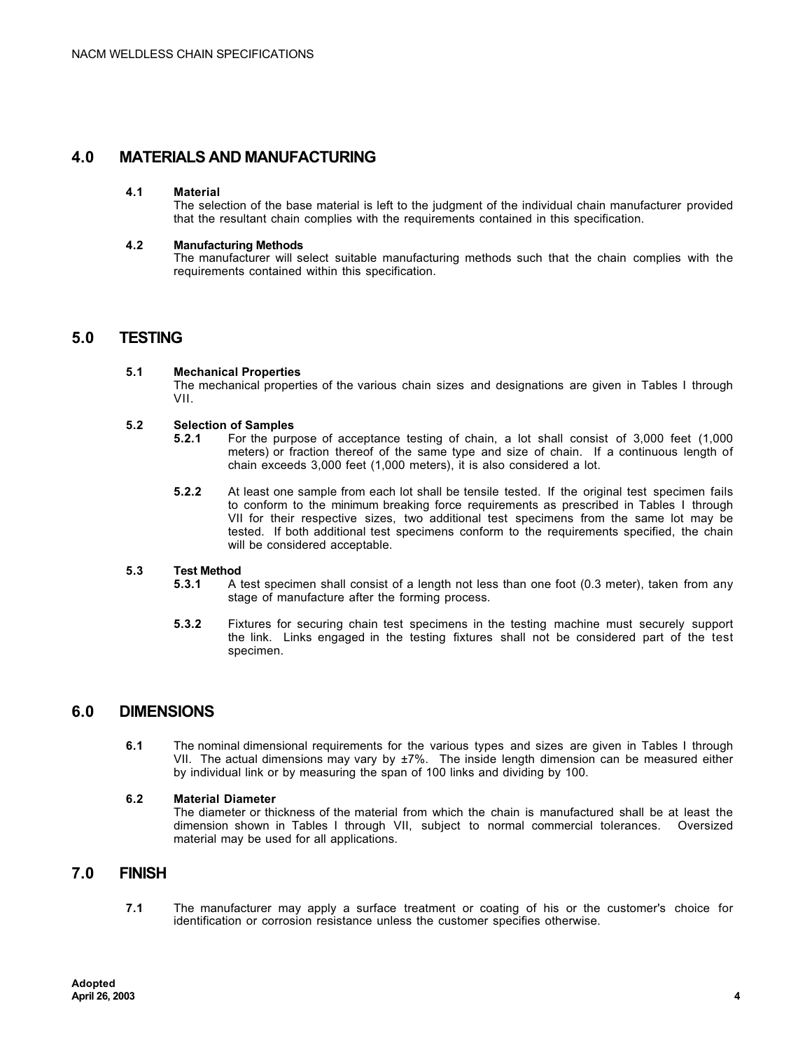## 4.0 MATERIALS AND MANUFACTURING

### 4.1 Material

The selection of the base material is left to the judgment of the individual chain manufacturer provided that the resultant chain complies with the requirements contained in this specification.

### 4.2 Manufacturing Methods

The manufacturer will select suitable manufacturing methods such that the chain complies with the requirements contained within this specification.

## 5.0 TESTING

### 5.1 Mechanical Properties

The mechanical properties of the various chain sizes and designations are given in Tables I through VII.

### 5.2 Selection of Samples

**5.2.1** For the purpose of acceptance testing of chain, a lot shall consist of 3,000 feet (1,000 meters) or fraction thereof of the same type and size of chain. If a continuous length of chain exceeds 3,000 feet (1,000 meters), it is also considered a lot.

**5.2.2** At least one sample from each lot shall be tensile tested. If the original test specimen fails to conform to the minimum breaking force requirements as prescribed in Tables I through VII for their respective sizes, two additional test specimens from the same lot may be tested. If both additional test specimens conform to the requirements specified, the chain will be considered acceptable.

### 5.3 Test Method

**5.3.1** A test specimen shall consist of a length not less than one foot (0.3 meter), taken from any stage of manufacture after the forming process.

**5.3.2** Fixtures for securing chain test specimens in the testing machine must securely support the link. Links engaged in the testing fixtures shall not be considered part of the test specimen.

## 6.0 DIMENSIONS

**6.1** The nominal dimensional requirements for the various types and sizes are given in Tables I through VII. The actual dimensions may vary by ±7%. The inside length dimension can be measured either by individual link or by measuring the span of 100 links and dividing by 100.

### 6.2 Material Diameter

The diameter or thickness of the material from which the chain is manufactured shall be at least the dimension shown in Tables I through VII, subject to normal commercial tolerances. Oversized material may be used for all applications.

## 7.0 FINISH

**7.1** The manufacturer may apply a surface treatment or coating of his or the customer's choice for identification or corrosion resistance unless the customer specifies otherwise.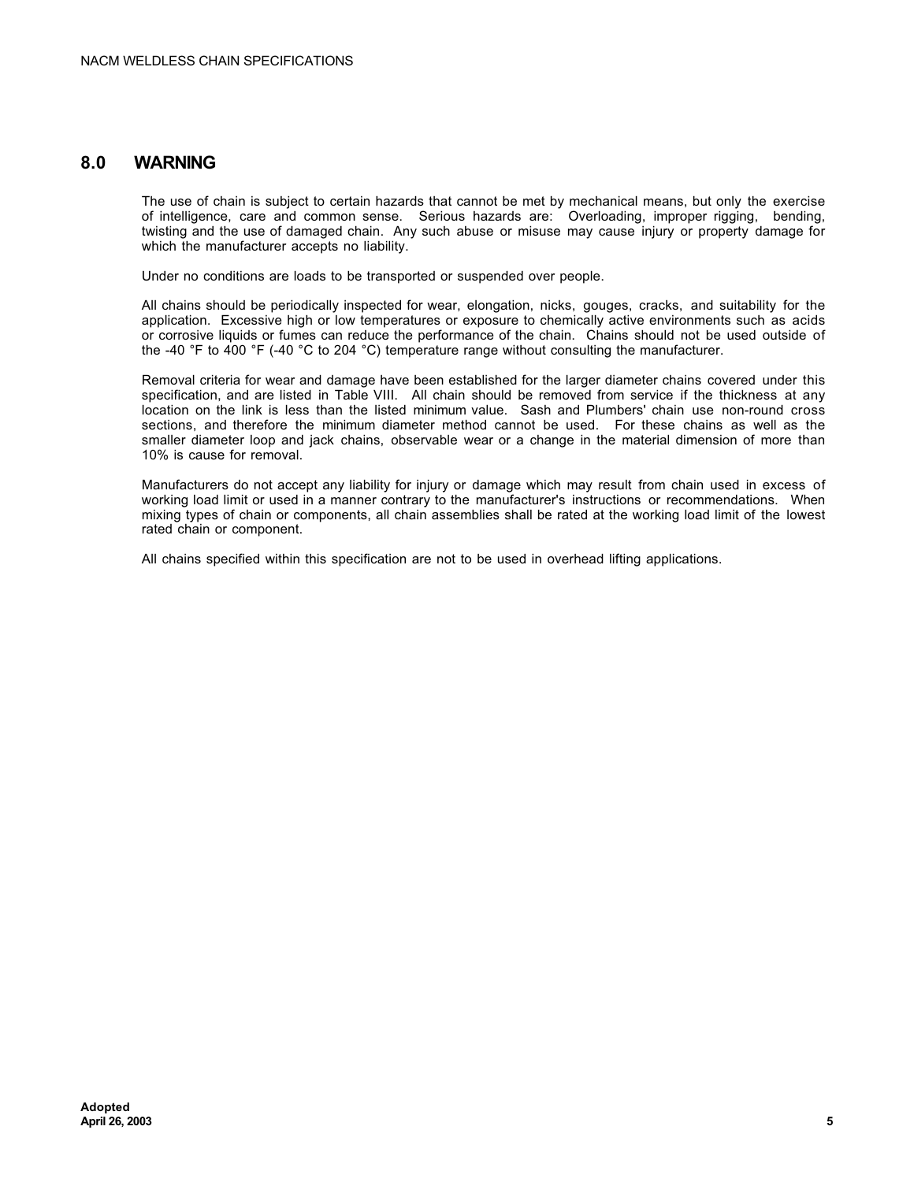## 8.0 WARNING

The use of chain is subject to certain hazards that cannot be met by mechanical means, but only the exercise of intelligence, care and common sense. Serious hazards are: Overloading, improper rigging, bending, twisting and the use of damaged chain. Any such abuse or misuse may cause injury or property damage for which the manufacturer accepts no liability.

Under no conditions are loads to be transported or suspended over people.

All chains should be periodically inspected for wear, elongation, nicks, gouges, cracks, and suitability for the application. Excessive high or low temperatures or exposure to chemically active environments such as acids or corrosive liquids or fumes can reduce the performance of the chain. Chains should not be used outside of the -40 °F to 400 °F (-40 °C to 204 °C) temperature range without consulting the manufacturer.

Removal criteria for wear and damage have been established for the larger diameter chains covered under this specification, and are listed in Table VIII. All chain should be removed from service if the thickness at any location on the link is less than the listed minimum value. Sash and Plumbers' chain use non-round cross sections, and therefore the minimum diameter method cannot be used. For these chains as well as the smaller diameter loop and jack chains, observable wear or a change in the material dimension of more than 10% is cause for removal.

Manufacturers do not accept any liability for injury or damage which may result from chain used in excess of working load limit or used in a manner contrary to the manufacturer's instructions or recommendations. When mixing types of chain or components, all chain assemblies shall be rated at the working load limit of the lowest rated chain or component.

All chains specified within this specification are not to be used in overhead lifting applications.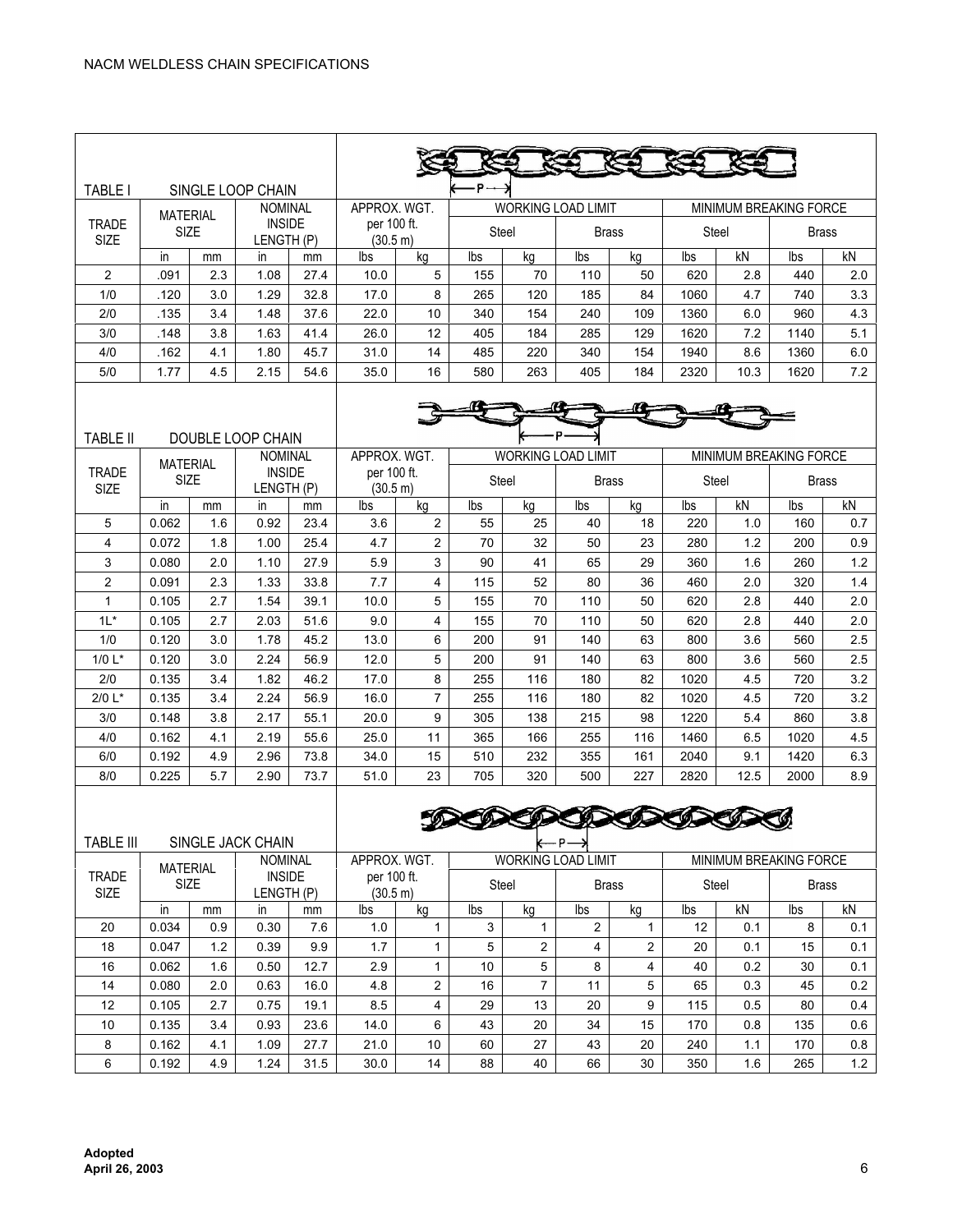NACM WELDLESS CHAIN SPECIFICATIONS

**TABLE I SINGLE LOOP CHAIN**

| TRADE SIZE | MATERIAL SIZE | | NOMINAL INSIDE LENGTH (P) | | APPROX. WGT. per 100 ft. (30.5 m) | | WORKING LOAD LIMIT | | | | MINIMUM BREAKING FORCE | | | |
|---|---|---|---|---|---|---|---|---|---|---|---|---|---|---|
| | | | | | | | Steel | | Brass | | Steel | | Brass | |
| | in | mm | in | mm | lbs | kg | lbs | kg | lbs | kg | lbs | kN | lbs | kN |
| 2 | .091 | 2.3 | 1.08 | 27.4 | 10.0 | 5 | 155 | 70 | 110 | 50 | 620 | 2.8 | 440 | 2.0 |
| 1/0 | .120 | 3.0 | 1.29 | 32.8 | 17.0 | 8 | 265 | 120 | 185 | 84 | 1060 | 4.7 | 740 | 3.3 |
| 2/0 | .135 | 3.4 | 1.48 | 37.6 | 22.0 | 10 | 340 | 154 | 240 | 109 | 1360 | 6.0 | 960 | 4.3 |
| 3/0 | .148 | 3.8 | 1.63 | 41.4 | 26.0 | 12 | 405 | 184 | 285 | 129 | 1620 | 7.2 | 1140 | 5.1 |
| 4/0 | .162 | 4.1 | 1.80 | 45.7 | 31.0 | 14 | 485 | 220 | 340 | 154 | 1940 | 8.6 | 1360 | 6.0 |
| 5/0 | 1.77 | 4.5 | 2.15 | 54.6 | 35.0 | 16 | 580 | 263 | 405 | 184 | 2320 | 10.3 | 1620 | 7.2 |

**TABLE II DOUBLE LOOP CHAIN**

| TRADE SIZE | MATERIAL SIZE | | NOMINAL INSIDE LENGTH (P) | | APPROX. WGT. per 100 ft. (30.5 m) | | WORKING LOAD LIMIT | | | | MINIMUM BREAKING FORCE | | | |
|---|---|---|---|---|---|---|---|---|---|---|---|---|---|---|
| | | | | | | | Steel | | Brass | | Steel | | Brass | |
| | in | mm | in | mm | lbs | kg | lbs | kg | lbs | kg | lbs | kN | lbs | kN |
| 5 | 0.062 | 1.6 | 0.92 | 23.4 | 3.6 | 2 | 55 | 25 | 40 | 18 | 220 | 1.0 | 160 | 0.7 |
| 4 | 0.072 | 1.8 | 1.00 | 25.4 | 4.7 | 2 | 70 | 32 | 50 | 23 | 280 | 1.2 | 200 | 0.9 |
| 3 | 0.080 | 2.0 | 1.10 | 27.9 | 5.9 | 3 | 90 | 41 | 65 | 29 | 360 | 1.6 | 260 | 1.2 |
| 2 | 0.091 | 2.3 | 1.33 | 33.8 | 7.7 | 4 | 115 | 52 | 80 | 36 | 460 | 2.0 | 320 | 1.4 |
| 1 | 0.105 | 2.7 | 1.54 | 39.1 | 10.0 | 5 | 155 | 70 | 110 | 50 | 620 | 2.8 | 440 | 2.0 |
| 1L* | 0.105 | 2.7 | 2.03 | 51.6 | 9.0 | 4 | 155 | 70 | 110 | 50 | 620 | 2.8 | 440 | 2.0 |
| 1/0 | 0.120 | 3.0 | 1.78 | 45.2 | 13.0 | 6 | 200 | 91 | 140 | 63 | 800 | 3.6 | 560 | 2.5 |
| 1/0 L* | 0.120 | 3.0 | 2.24 | 56.9 | 12.0 | 5 | 200 | 91 | 140 | 63 | 800 | 3.6 | 560 | 2.5 |
| 2/0 | 0.135 | 3.4 | 1.82 | 46.2 | 17.0 | 8 | 255 | 116 | 180 | 82 | 1020 | 4.5 | 720 | 3.2 |
| 2/0 L* | 0.135 | 3.4 | 2.24 | 56.9 | 16.0 | 7 | 255 | 116 | 180 | 82 | 1020 | 4.5 | 720 | 3.2 |
| 3/0 | 0.148 | 3.8 | 2.17 | 55.1 | 20.0 | 9 | 305 | 138 | 215 | 98 | 1220 | 5.4 | 860 | 3.8 |
| 4/0 | 0.162 | 4.1 | 2.19 | 55.6 | 25.0 | 11 | 365 | 166 | 255 | 116 | 1460 | 6.5 | 1020 | 4.5 |
| 6/0 | 0.192 | 4.9 | 2.96 | 73.8 | 34.0 | 15 | 510 | 232 | 355 | 161 | 2040 | 9.1 | 1420 | 6.3 |
| 8/0 | 0.225 | 5.7 | 2.90 | 73.7 | 51.0 | 23 | 705 | 320 | 500 | 227 | 2820 | 12.5 | 2000 | 8.9 |

**TABLE III SINGLE JACK CHAIN**

| TRADE SIZE | MATERIAL SIZE | | NOMINAL INSIDE LENGTH (P) | | APPROX. WGT. per 100 ft. (30.5 m) | | WORKING LOAD LIMIT | | | | MINIMUM BREAKING FORCE | | | |
|---|---|---|---|---|---|---|---|---|---|---|---|---|---|---|
| | | | | | | | Steel | | Brass | | Steel | | Brass | |
| | in | mm | in | mm | lbs | kg | lbs | kg | lbs | kg | lbs | kN | lbs | kN |
| 20 | 0.034 | 0.9 | 0.30 | 7.6 | 1.0 | 1 | 3 | 1 | 2 | 1 | 12 | 0.1 | 8 | 0.1 |
| 18 | 0.047 | 1.2 | 0.39 | 9.9 | 1.7 | 1 | 5 | 2 | 4 | 2 | 20 | 0.1 | 15 | 0.1 |
| 16 | 0.062 | 1.6 | 0.50 | 12.7 | 2.9 | 1 | 10 | 5 | 8 | 4 | 40 | 0.2 | 30 | 0.1 |
| 14 | 0.080 | 2.0 | 0.63 | 16.0 | 4.8 | 2 | 16 | 7 | 11 | 5 | 65 | 0.3 | 45 | 0.2 |
| 12 | 0.105 | 2.7 | 0.75 | 19.1 | 8.5 | 4 | 29 | 13 | 20 | 9 | 115 | 0.5 | 80 | 0.4 |
| 10 | 0.135 | 3.4 | 0.93 | 23.6 | 14.0 | 6 | 43 | 20 | 34 | 15 | 170 | 0.8 | 135 | 0.6 |
| 8 | 0.162 | 4.1 | 1.09 | 27.7 | 21.0 | 10 | 60 | 27 | 43 | 20 | 240 | 1.1 | 170 | 0.8 |
| 6 | 0.192 | 4.9 | 1.24 | 31.5 | 30.0 | 14 | 88 | 40 | 66 | 30 | 350 | 1.6 | 265 | 1.2 |

**Adopted**
**April 26, 2003**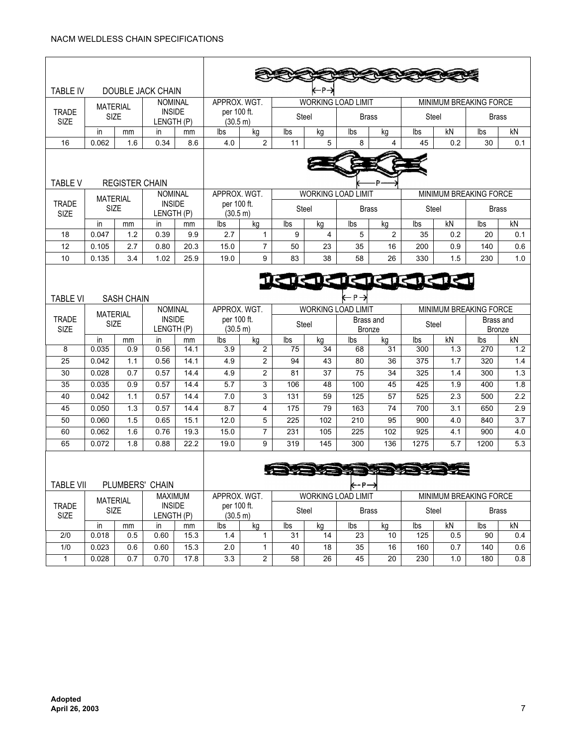NACM WELDLESS CHAIN SPECIFICATIONS

## TABLE IV DOUBLE JACK CHAIN

| TRADE SIZE | MATERIAL SIZE | | NOMINAL INSIDE LENGTH (P) | | APPROX. WGT. per 100 ft. (30.5 m) | | WORKING LOAD LIMIT | | | | MINIMUM BREAKING FORCE | | | |
|---|---|---|---|---|---|---|---|---|---|---|---|---|---|---|
| | | | | | | | Steel | | Brass | | Steel | | Brass | |
| | in | mm | in | mm | lbs | kg | lbs | kg | lbs | kg | lbs | kN | lbs | kN |
| 16 | 0.062 | 1.6 | 0.34 | 8.6 | 4.0 | 2 | 11 | 5 | 8 | 4 | 45 | 0.2 | 30 | 0.1 |

## TABLE V REGISTER CHAIN

| TRADE SIZE | MATERIAL SIZE | | NOMINAL INSIDE LENGTH (P) | | APPROX. WGT. per 100 ft. (30.5 m) | | WORKING LOAD LIMIT | | | | MINIMUM BREAKING FORCE | | | |
|---|---|---|---|---|---|---|---|---|---|---|---|---|---|---|
| | | | | | | | Steel | | Brass | | Steel | | Brass | |
| | in | mm | in | mm | lbs | kg | lbs | kg | lbs | kg | lbs | kN | lbs | kN |
| 18 | 0.047 | 1.2 | 0.39 | 9.9 | 2.7 | 1 | 9 | 4 | 5 | 2 | 35 | 0.2 | 20 | 0.1 |
| 12 | 0.105 | 2.7 | 0.80 | 20.3 | 15.0 | 7 | 50 | 23 | 35 | 16 | 200 | 0.9 | 140 | 0.6 |
| 10 | 0.135 | 3.4 | 1.02 | 25.9 | 19.0 | 9 | 83 | 38 | 58 | 26 | 330 | 1.5 | 230 | 1.0 |

## TABLE VI SASH CHAIN

| TRADE SIZE | MATERIAL SIZE | | NOMINAL INSIDE LENGTH (P) | | APPROX. WGT. per 100 ft. (30.5 m) | | WORKING LOAD LIMIT | | | | MINIMUM BREAKING FORCE | | | |
|---|---|---|---|---|---|---|---|---|---|---|---|---|---|---|
| | | | | | | | Steel | | Brass and Bronze | | Steel | | Brass and Bronze | |
| | in | mm | in | mm | lbs | kg | lbs | kg | lbs | kg | lbs | kN | lbs | kN |
| 8 | 0.035 | 0.9 | 0.56 | 14.1 | 3.9 | 2 | 75 | 34 | 68 | 31 | 300 | 1.3 | 270 | 1.2 |
| 25 | 0.042 | 1.1 | 0.56 | 14.1 | 4.9 | 2 | 94 | 43 | 80 | 36 | 375 | 1.7 | 320 | 1.4 |
| 30 | 0.028 | 0.7 | 0.57 | 14.4 | 4.9 | 2 | 81 | 37 | 75 | 34 | 325 | 1.4 | 300 | 1.3 |
| 35 | 0.035 | 0.9 | 0.57 | 14.4 | 5.7 | 3 | 106 | 48 | 100 | 45 | 425 | 1.9 | 400 | 1.8 |
| 40 | 0.042 | 1.1 | 0.57 | 14.4 | 7.0 | 3 | 131 | 59 | 125 | 57 | 525 | 2.3 | 500 | 2.2 |
| 45 | 0.050 | 1.3 | 0.57 | 14.4 | 8.7 | 4 | 175 | 79 | 163 | 74 | 700 | 3.1 | 650 | 2.9 |
| 50 | 0.060 | 1.5 | 0.65 | 15.1 | 12.0 | 5 | 225 | 102 | 210 | 95 | 900 | 4.0 | 840 | 3.7 |
| 60 | 0.062 | 1.6 | 0.76 | 19.3 | 15.0 | 7 | 231 | 105 | 225 | 102 | 925 | 4.1 | 900 | 4.0 |
| 65 | 0.072 | 1.8 | 0.88 | 22.2 | 19.0 | 9 | 319 | 145 | 300 | 136 | 1275 | 5.7 | 1200 | 5.3 |

## TABLE VII PLUMBERS' CHAIN

| TRADE SIZE | MATERIAL SIZE | | MAXIMUM INSIDE LENGTH (P) | | APPROX. WGT. per 100 ft. (30.5 m) | | WORKING LOAD LIMIT | | | | MINIMUM BREAKING FORCE | | | |
|---|---|---|---|---|---|---|---|---|---|---|---|---|---|---|
| | | | | | | | Steel | | Brass | | Steel | | Brass | |
| | in | mm | in | mm | lbs | kg | lbs | kg | lbs | kg | lbs | kN | lbs | kN |
| 2/0 | 0.018 | 0.5 | 0.60 | 15.3 | 1.4 | 1 | 31 | 14 | 23 | 10 | 125 | 0.5 | 90 | 0.4 |
| 1/0 | 0.023 | 0.6 | 0.60 | 15.3 | 2.0 | 1 | 40 | 18 | 35 | 16 | 160 | 0.7 | 140 | 0.6 |
| 1 | 0.028 | 0.7 | 0.70 | 17.8 | 3.3 | 2 | 58 | 26 | 45 | 20 | 230 | 1.0 | 180 | 0.8 |

**Adopted**
**April 26, 2003**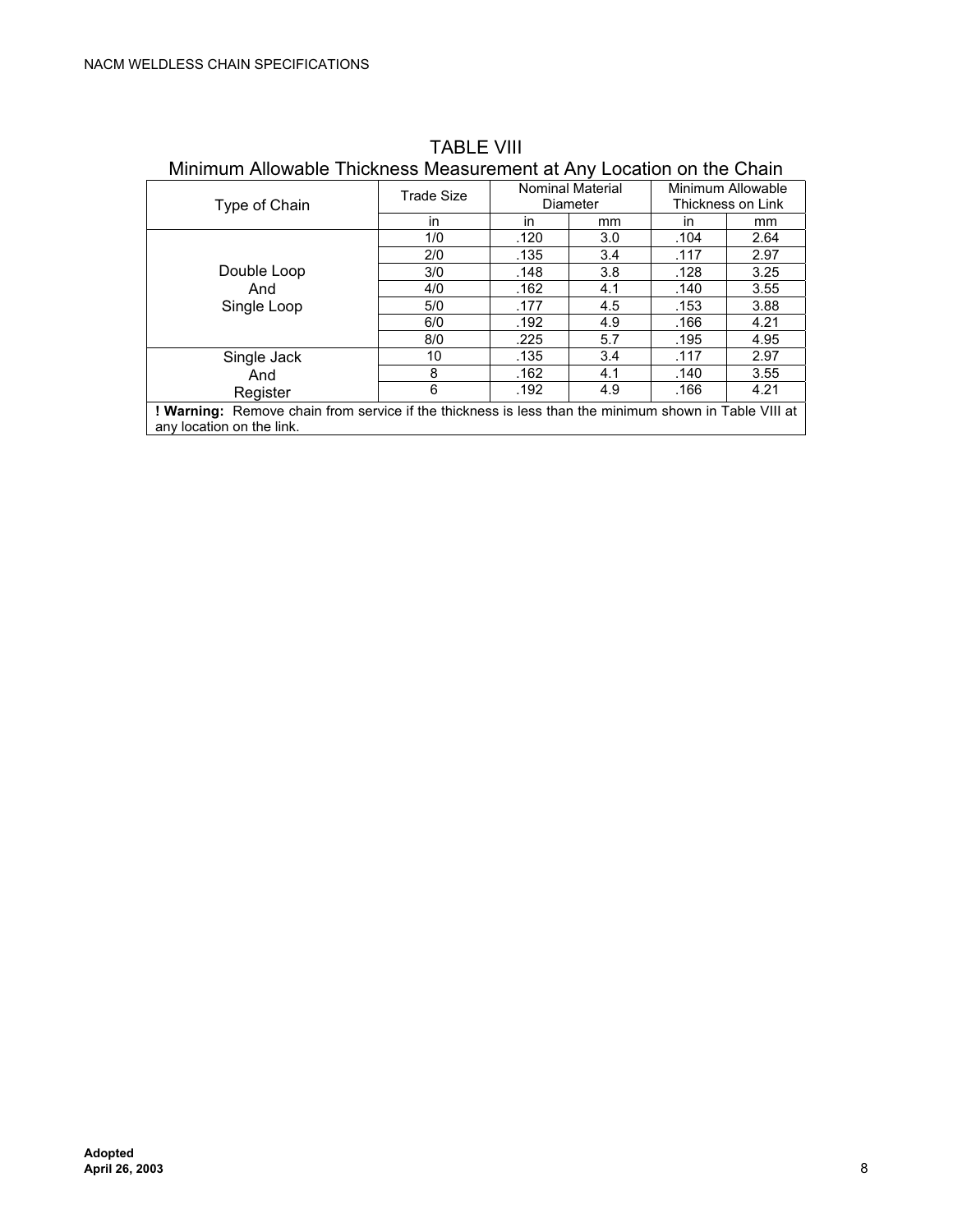## TABLE VIII

### Minimum Allowable Thickness Measurement at Any Location on the Chain

| Type of Chain | Trade Size | Nominal Material Diameter | | Minimum Allowable Thickness on Link | |
|---|---|---|---|---|---|
| | in | in | mm | in | mm |
| Double Loop And Single Loop | 1/0 | .120 | 3.0 | .104 | 2.64 |
| | 2/0 | .135 | 3.4 | .117 | 2.97 |
| | 3/0 | .148 | 3.8 | .128 | 3.25 |
| | 4/0 | .162 | 4.1 | .140 | 3.55 |
| | 5/0 | .177 | 4.5 | .153 | 3.88 |
| | 6/0 | .192 | 4.9 | .166 | 4.21 |
| | 8/0 | .225 | 5.7 | .195 | 4.95 |
| Single Jack And Register | 10 | .135 | 3.4 | .117 | 2.97 |
| | 8 | .162 | 4.1 | .140 | 3.55 |
| | 6 | .192 | 4.9 | .166 | 4.21 |

**! Warning:** Remove chain from service if the thickness is less than the minimum shown in Table VIII at any location on the link.

**Adopted**
**April 26, 2003**